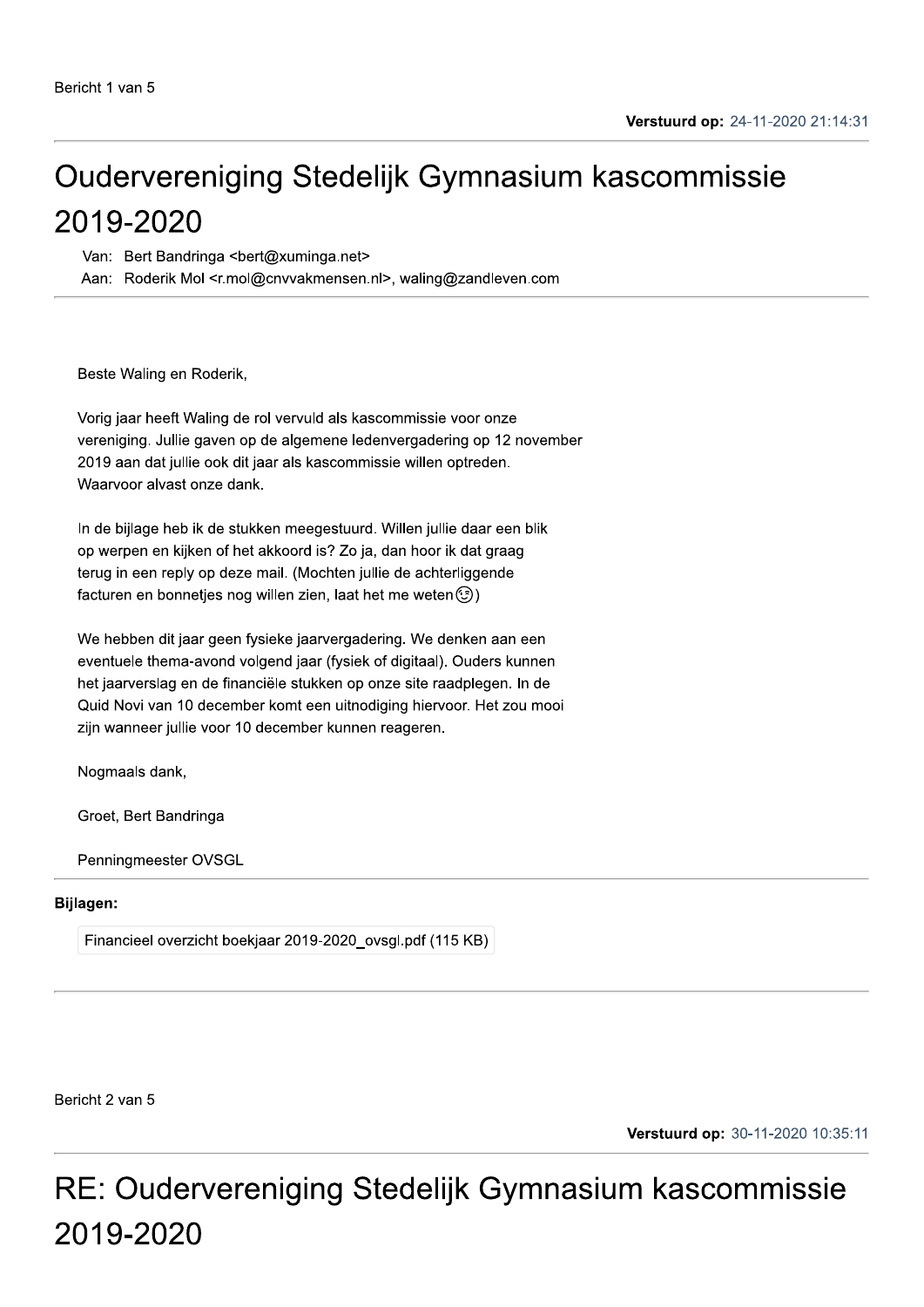Bericht 1 van 5

**Verstuurd op:** 24-11-2020 21:14:31

# Oudervereniging Stedelijk Gymnasium kascommissie 2019-2020

Van: Bert Bandringa <bert@xuminga.net>
Aan: Roderik Mol <r.mol@cnvvakmensen.nl>, waling@zandleven.com

Beste Waling en Roderik,

Vorig jaar heeft Waling de rol vervuld als kascommissie voor onze vereniging. Jullie gaven op de algemene ledenvergadering op 12 november 2019 aan dat jullie ook dit jaar als kascommissie willen optreden. Waarvoor alvast onze dank.

In de bijlage heb ik de stukken meegestuurd. Willen jullie daar een blik op werpen en kijken of het akkoord is? Zo ja, dan hoor ik dat graag terug in een reply op deze mail. (Mochten jullie de achterliggende facturen en bonnetjes nog willen zien, laat het me weten😉)

We hebben dit jaar geen fysieke jaarvergadering. We denken aan een eventuele thema-avond volgend jaar (fysiek of digitaal). Ouders kunnen het jaarverslag en de financiële stukken op onze site raadplegen. In de Quid Novi van 10 december komt een uitnodiging hiervoor. Het zou mooi zijn wanneer jullie voor 10 december kunnen reageren.

Nogmaals dank,

Groet, Bert Bandringa

Penningmeester OVSGL

**Bijlagen:**

Financieel overzicht boekjaar 2019-2020_ovsgl.pdf (115 KB)

Bericht 2 van 5

**Verstuurd op:** 30-11-2020 10:35:11

# RE: Oudervereniging Stedelijk Gymnasium kascommissie 2019-2020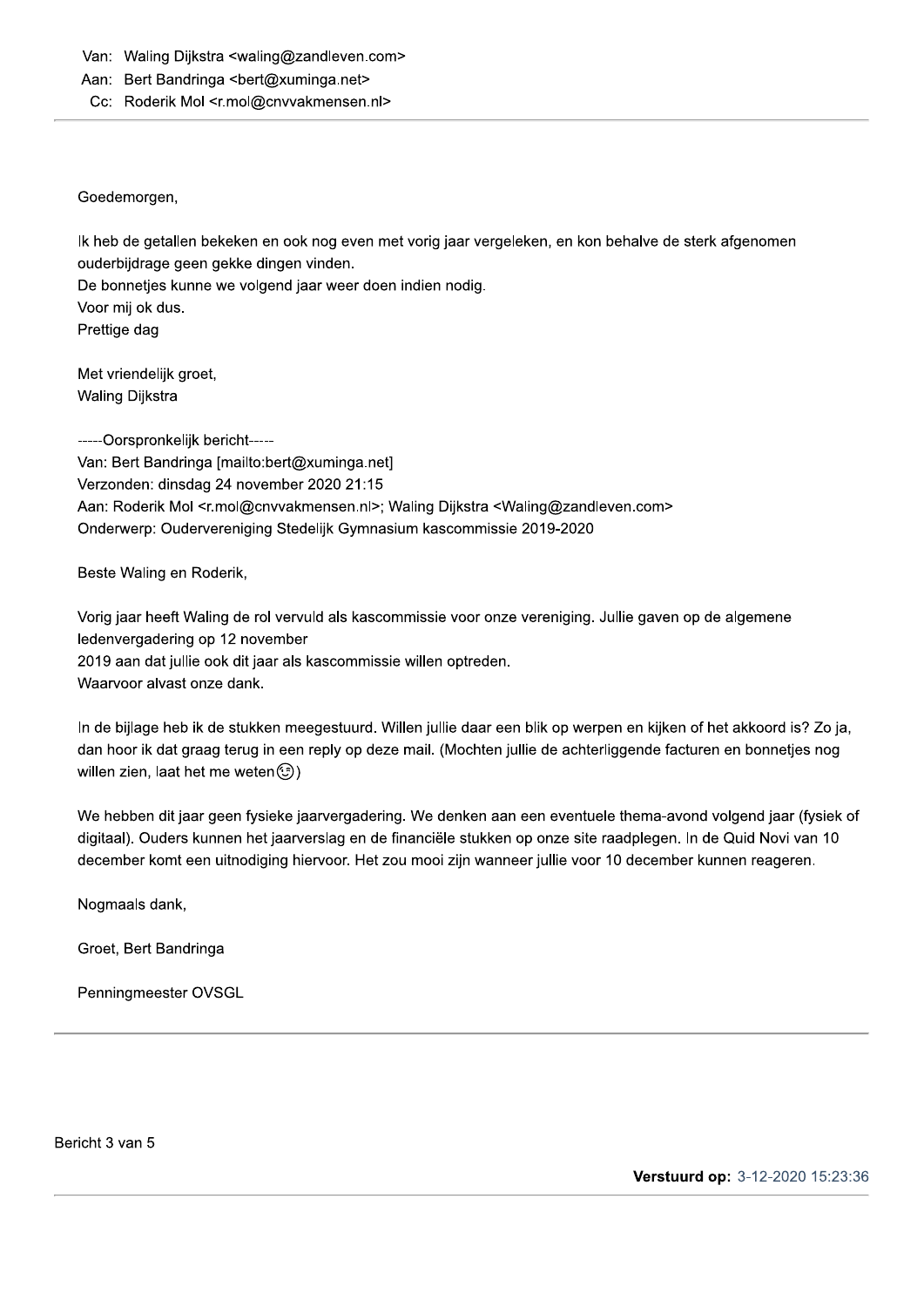Van: Waling Dijkstra <waling@zandleven.com>
Aan: Bert Bandringa <bert@xuminga.net>
Cc: Roderik Mol <r.mol@cnvvakmensen.nl>

Goedemorgen,

Ik heb de getallen bekeken en ook nog even met vorig jaar vergeleken, en kon behalve de sterk afgenomen ouderbijdrage geen gekke dingen vinden.
De bonnetjes kunne we volgend jaar weer doen indien nodig.
Voor mij ok dus.
Prettige dag

Met vriendelijk groet,
Waling Dijkstra

-----Oorspronkelijk bericht-----
Van: Bert Bandringa [mailto:bert@xuminga.net]
Verzonden: dinsdag 24 november 2020 21:15
Aan: Roderik Mol <r.mol@cnvvakmensen.nl>; Waling Dijkstra <Waling@zandleven.com>
Onderwerp: Oudervereniging Stedelijk Gymnasium kascommissie 2019-2020

Beste Waling en Roderik,

Vorig jaar heeft Waling de rol vervuld als kascommissie voor onze vereniging. Jullie gaven op de algemene ledenvergadering op 12 november
2019 aan dat jullie ook dit jaar als kascommissie willen optreden.
Waarvoor alvast onze dank.

In de bijlage heb ik de stukken meegestuurd. Willen jullie daar een blik op werpen en kijken of het akkoord is? Zo ja, dan hoor ik dat graag terug in een reply op deze mail. (Mochten jullie de achterliggende facturen en bonnetjes nog willen zien, laat het me weten😉)

We hebben dit jaar geen fysieke jaarvergadering. We denken aan een eventuele thema-avond volgend jaar (fysiek of digitaal). Ouders kunnen het jaarverslag en de financiële stukken op onze site raadplegen. In de Quid Novi van 10 december komt een uitnodiging hiervoor. Het zou mooi zijn wanneer jullie voor 10 december kunnen reageren.

Nogmaals dank,

Groet, Bert Bandringa

Penningmeester OVSGL

Bericht 3 van 5

**Verstuurd op:** 3-12-2020 15:23:36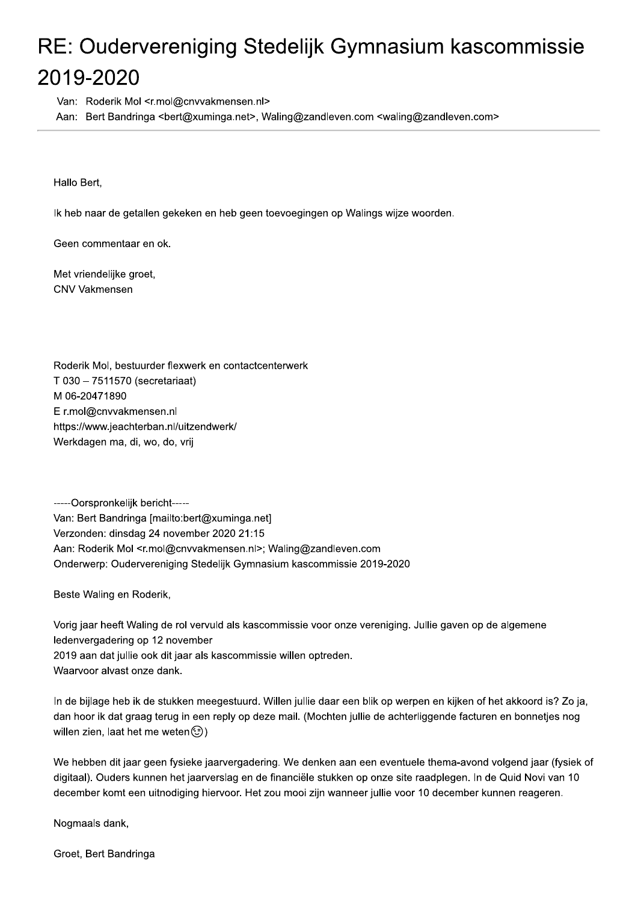# RE: Oudervereniging Stedelijk Gymnasium kascommissie 2019-2020

Van: Roderik Mol <r.mol@cnvvakmensen.nl>
Aan: Bert Bandringa <bert@xuminga.net>, Waling@zandleven.com <waling@zandleven.com>

---

Hallo Bert,

Ik heb naar de getallen gekeken en heb geen toevoegingen op Walings wijze woorden.

Geen commentaar en ok.

Met vriendelijke groet,
CNV Vakmensen

Roderik Mol, bestuurder flexwerk en contactcenterwerk
T 030 – 7511570 (secretariaat)
M 06-20471890
E r.mol@cnvvakmensen.nl
https://www.jeachterban.nl/uitzendwerk/
Werkdagen ma, di, wo, do, vrij

-----Oorspronkelijk bericht-----
Van: Bert Bandringa [mailto:bert@xuminga.net]
Verzonden: dinsdag 24 november 2020 21:15
Aan: Roderik Mol <r.mol@cnvvakmensen.nl>; Waling@zandleven.com
Onderwerp: Oudervereniging Stedelijk Gymnasium kascommissie 2019-2020

Beste Waling en Roderik,

Vorig jaar heeft Waling de rol vervuld als kascommissie voor onze vereniging. Jullie gaven op de algemene ledenvergadering op 12 november
2019 aan dat jullie ook dit jaar als kascommissie willen optreden.
Waarvoor alvast onze dank.

In de bijlage heb ik de stukken meegestuurd. Willen jullie daar een blik op werpen en kijken of het akkoord is? Zo ja, dan hoor ik dat graag terug in een reply op deze mail. (Mochten jullie de achterliggende facturen en bonnetjes nog willen zien, laat het me weten😉)

We hebben dit jaar geen fysieke jaarvergadering. We denken aan een eventuele thema-avond volgend jaar (fysiek of digitaal). Ouders kunnen het jaarverslag en de financiële stukken op onze site raadplegen. In de Quid Novi van 10 december komt een uitnodiging hiervoor. Het zou mooi zijn wanneer jullie voor 10 december kunnen reageren.

Nogmaals dank,

Groet, Bert Bandringa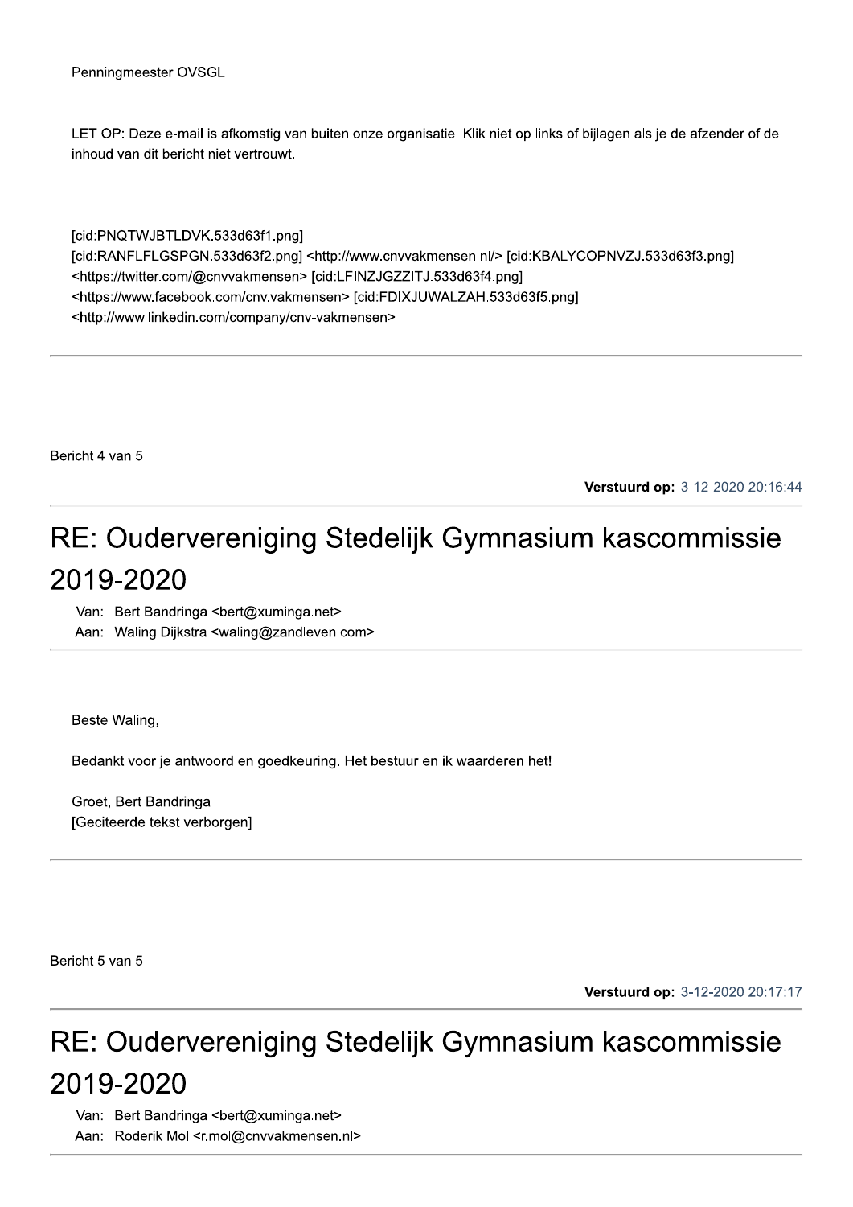Penningmeester OVSGL

LET OP: Deze e-mail is afkomstig van buiten onze organisatie. Klik niet op links of bijlagen als je de afzender of de inhoud van dit bericht niet vertrouwt.

[cid:PNQTWJBTLDVK.533d63f1.png]
[cid:RANFLFLGSPGN.533d63f2.png] <http://www.cnvvakmensen.nl/> [cid:KBALYCOPNVZJ.533d63f3.png]
<https://twitter.com/@cnvvakmensen> [cid:LFINZJGZZITJ.533d63f4.png]
<https://www.facebook.com/cnv.vakmensen> [cid:FDIXJUWALZAH.533d63f5.png]
<http://www.linkedin.com/company/cnv-vakmensen>

---

Bericht 4 van 5

**Verstuurd op:** 3-12-2020 20:16:44

# RE: Oudervereniging Stedelijk Gymnasium kascommissie 2019-2020

Van: Bert Bandringa <bert@xuminga.net>
Aan: Waling Dijkstra <waling@zandleven.com>

---

Beste Waling,

Bedankt voor je antwoord en goedkeuring. Het bestuur en ik waarderen het!

Groet, Bert Bandringa
[Geciteerde tekst verborgen]

---

Bericht 5 van 5

**Verstuurd op:** 3-12-2020 20:17:17

# RE: Oudervereniging Stedelijk Gymnasium kascommissie 2019-2020

Van: Bert Bandringa <bert@xuminga.net>
Aan: Roderik Mol <r.mol@cnvvakmensen.nl>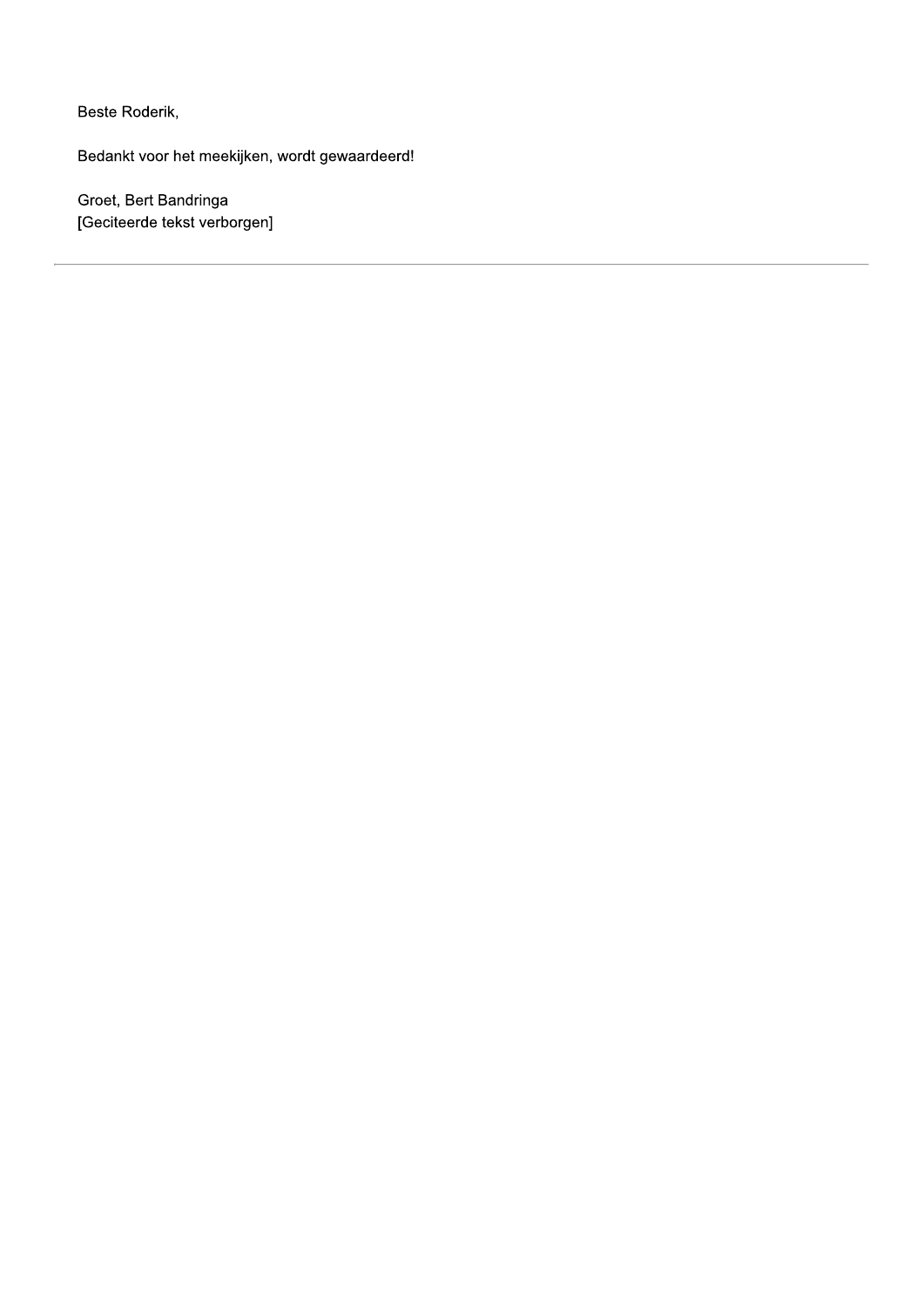Beste Roderik,

Bedankt voor het meekijken, wordt gewaardeerd!

Groet, Bert Bandringa
[Geciteerde tekst verborgen]

---